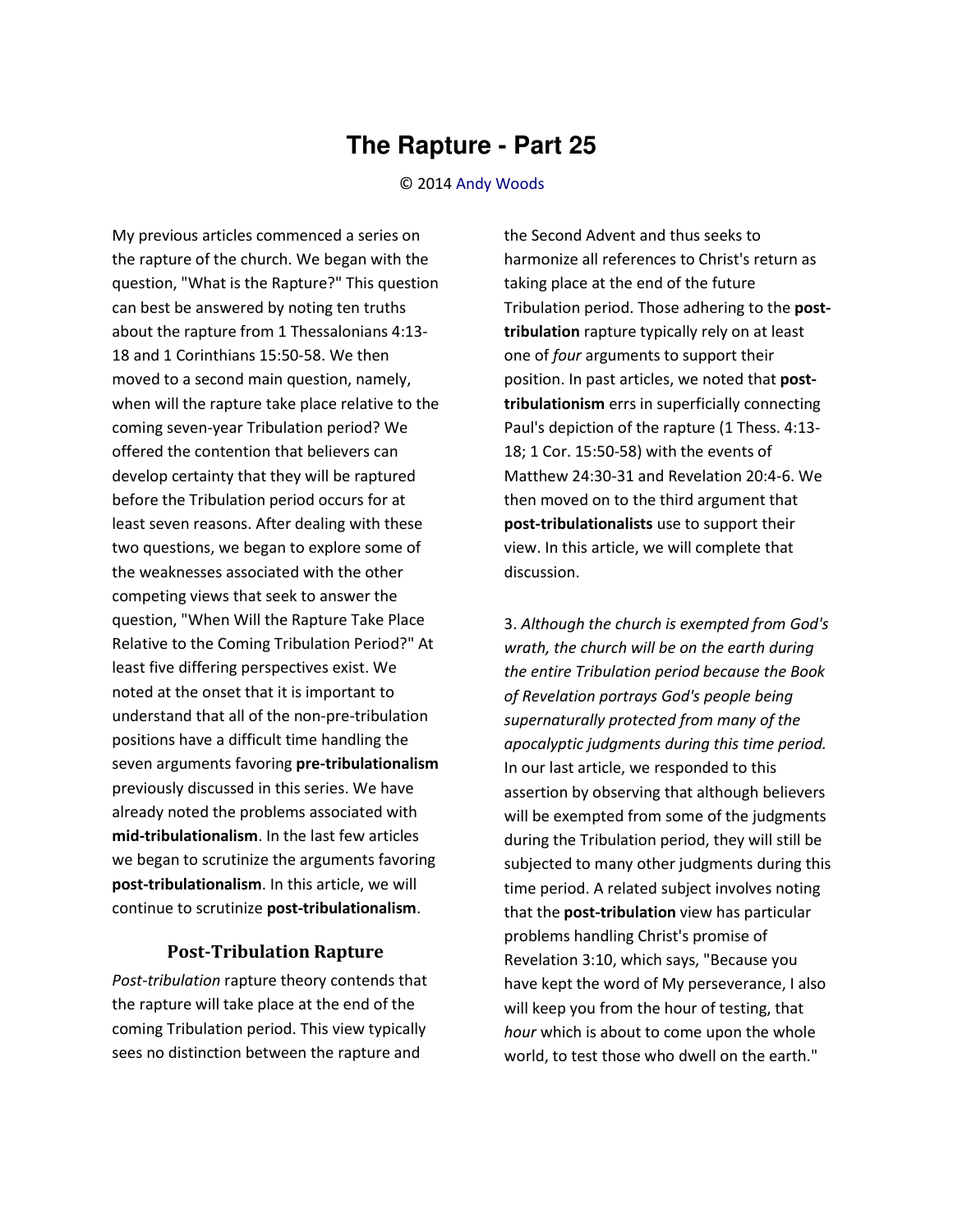# The Rapture - Part 25

© 2014 Andy Woods

My previous articles commenced a series on the rapture of the church. We began with the question, "What is the Rapture?" This question can best be answered by noting ten truths about the rapture from 1 Thessalonians 4:13-18 and 1 Corinthians 15:50-58. We then moved to a second main question, namely, when will the rapture take place relative to the coming seven-year Tribulation period? We offered the contention that believers can develop certainty that they will be raptured before the Tribulation period occurs for at least seven reasons. After dealing with these two questions, we began to explore some of the weaknesses associated with the other competing views that seek to answer the question, "When Will the Rapture Take Place Relative to the Coming Tribulation Period?" At least five differing perspectives exist. We noted at the onset that it is important to understand that all of the non-pre-tribulation positions have a difficult time handling the seven arguments favoring **pre-tribulationalism** previously discussed in this series. We have already noted the problems associated with **mid-tribulationalism**. In the last few articles we began to scrutinize the arguments favoring **post-tribulationalism**. In this article, we will continue to scrutinize **post-tribulationalism**.

## Post-Tribulation Rapture

*Post-tribulation* rapture theory contends that the rapture will take place at the end of the coming Tribulation period. This view typically sees no distinction between the rapture and the Second Advent and thus seeks to harmonize all references to Christ's return as taking place at the end of the future Tribulation period. Those adhering to the **post-tribulation** rapture typically rely on at least one of *four* arguments to support their position. In past articles, we noted that **post-tribulationism** errs in superficially connecting Paul's depiction of the rapture (1 Thess. 4:13-18; 1 Cor. 15:50-58) with the events of Matthew 24:30-31 and Revelation 20:4-6. We then moved on to the third argument that **post-tribulationalists** use to support their view. In this article, we will complete that discussion.

3. *Although the church is exempted from God's wrath, the church will be on the earth during the entire Tribulation period because the Book of Revelation portrays God's people being supernaturally protected from many of the apocalyptic judgments during this time period.* In our last article, we responded to this assertion by observing that although believers will be exempted from some of the judgments during the Tribulation period, they will still be subjected to many other judgments during this time period. A related subject involves noting that the **post-tribulation** view has particular problems handling Christ's promise of Revelation 3:10, which says, "Because you have kept the word of My perseverance, I also will keep you from the hour of testing, that *hour* which is about to come upon the whole world, to test those who dwell on the earth."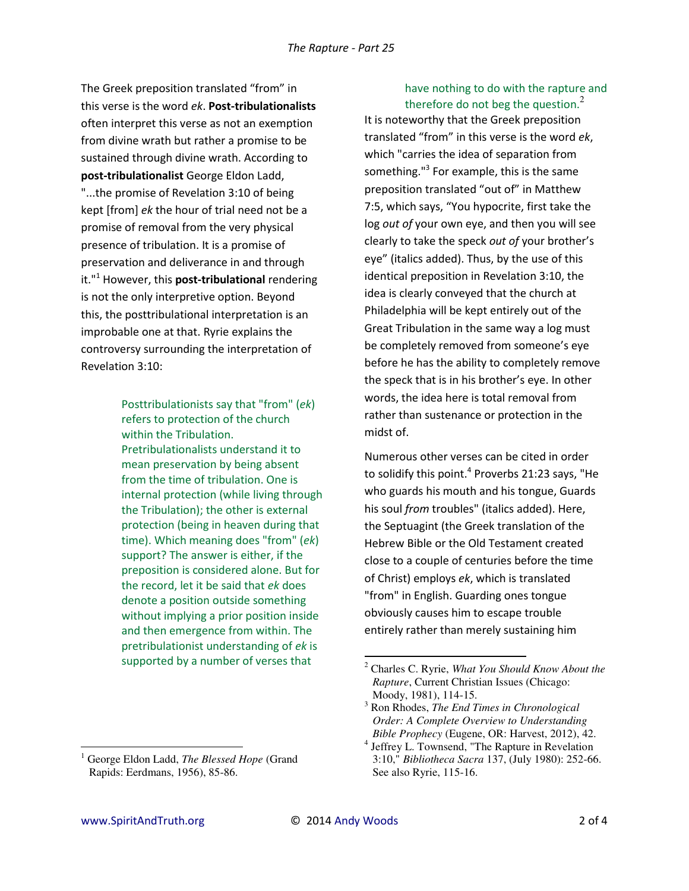The Greek preposition translated "from" in this verse is the word *ek*. **Post-tribulationalists** often interpret this verse as not an exemption from divine wrath but rather a promise to be sustained through divine wrath. According to **post-tribulationalist** George Eldon Ladd, "...the promise of Revelation 3:10 of being kept [from] *ek* the hour of trial need not be a promise of removal from the very physical presence of tribulation. It is a promise of preservation and deliverance in and through it."[1] However, this **post-tribulational** rendering is not the only interpretive option. Beyond this, the posttribulational interpretation is an improbable one at that. Ryrie explains the controversy surrounding the interpretation of Revelation 3:10:

> Posttribulationists say that "from" (*ek*) refers to protection of the church within the Tribulation. Pretribulationalists understand it to mean preservation by being absent from the time of tribulation. One is internal protection (while living through the Tribulation); the other is external protection (being in heaven during that time). Which meaning does "from" (*ek*) support? The answer is either, if the preposition is considered alone. But for the record, let it be said that *ek* does denote a position outside something without implying a prior position inside and then emergence from within. The pretribulationist understanding of *ek* is supported by a number of verses that have nothing to do with the rapture and therefore do not beg the question.[2]

It is noteworthy that the Greek preposition translated "from" in this verse is the word *ek*, which "carries the idea of separation from something."[3] For example, this is the same preposition translated "out of" in Matthew 7:5, which says, "You hypocrite, first take the log *out of* your own eye, and then you will see clearly to take the speck *out of* your brother's eye" (italics added). Thus, by the use of this identical preposition in Revelation 3:10, the idea is clearly conveyed that the church at Philadelphia will be kept entirely out of the Great Tribulation in the same way a log must be completely removed from someone's eye before he has the ability to completely remove the speck that is in his brother's eye. In other words, the idea here is total removal from rather than sustenance or protection in the midst of.

Numerous other verses can be cited in order to solidify this point.[4] Proverbs 21:23 says, "He who guards his mouth and his tongue, Guards his soul *from* troubles" (italics added). Here, the Septuagint (the Greek translation of the Hebrew Bible or the Old Testament created close to a couple of centuries before the time of Christ) employs *ek*, which is translated "from" in English. Guarding ones tongue obviously causes him to escape trouble entirely rather than merely sustaining him

---

[1] George Eldon Ladd, *The Blessed Hope* (Grand Rapids: Eerdmans, 1956), 85-86.

[2] Charles C. Ryrie, *What You Should Know About the Rapture*, Current Christian Issues (Chicago: Moody, 1981), 114-15.

[3] Ron Rhodes, *The End Times in Chronological Order: A Complete Overview to Understanding Bible Prophecy* (Eugene, OR: Harvest, 2012), 42.

[4] Jeffrey L. Townsend, "The Rapture in Revelation 3:10," *Bibliotheca Sacra* 137, (July 1980): 252-66. See also Ryrie, 115-16.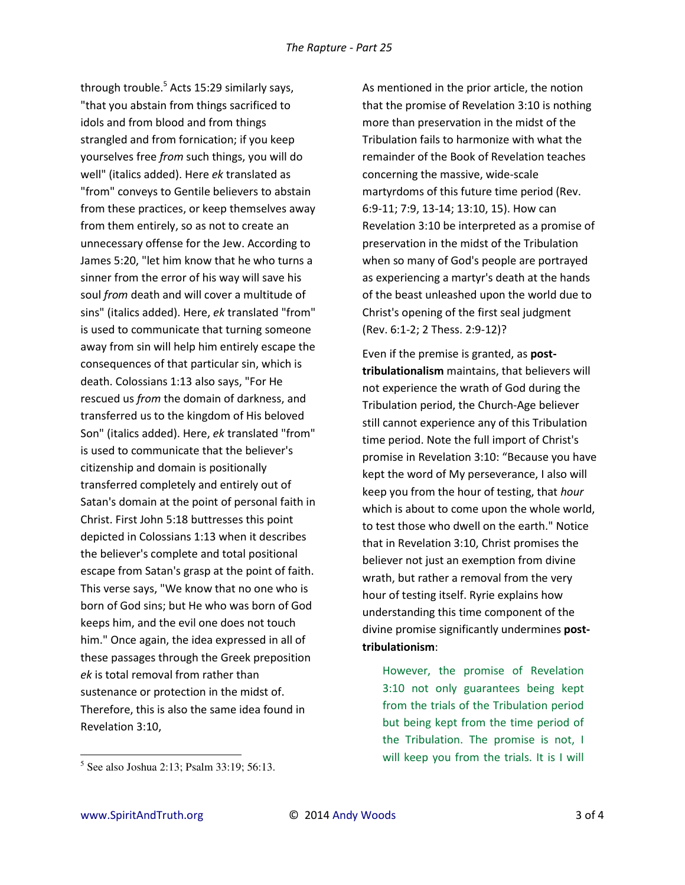through trouble.[5] Acts 15:29 similarly says, "that you abstain from things sacrificed to idols and from blood and from things strangled and from fornication; if you keep yourselves free *from* such things, you will do well" (italics added). Here *ek* translated as "from" conveys to Gentile believers to abstain from these practices, or keep themselves away from them entirely, so as not to create an unnecessary offense for the Jew. According to James 5:20, "let him know that he who turns a sinner from the error of his way will save his soul *from* death and will cover a multitude of sins" (italics added). Here, *ek* translated "from" is used to communicate that turning someone away from sin will help him entirely escape the consequences of that particular sin, which is death. Colossians 1:13 also says, "For He rescued us *from* the domain of darkness, and transferred us to the kingdom of His beloved Son" (italics added). Here, *ek* translated "from" is used to communicate that the believer's citizenship and domain is positionally transferred completely and entirely out of Satan's domain at the point of personal faith in Christ. First John 5:18 buttresses this point depicted in Colossians 1:13 when it describes the believer's complete and total positional escape from Satan's grasp at the point of faith. This verse says, "We know that no one who is born of God sins; but He who was born of God keeps him, and the evil one does not touch him." Once again, the idea expressed in all of these passages through the Greek preposition *ek* is total removal from rather than sustenance or protection in the midst of. Therefore, this is also the same idea found in Revelation 3:10,

As mentioned in the prior article, the notion that the promise of Revelation 3:10 is nothing more than preservation in the midst of the Tribulation fails to harmonize with what the remainder of the Book of Revelation teaches concerning the massive, wide-scale martyrdoms of this future time period (Rev. 6:9-11; 7:9, 13-14; 13:10, 15). How can Revelation 3:10 be interpreted as a promise of preservation in the midst of the Tribulation when so many of God's people are portrayed as experiencing a martyr's death at the hands of the beast unleashed upon the world due to Christ's opening of the first seal judgment (Rev. 6:1-2; 2 Thess. 2:9-12)?

Even if the premise is granted, as **post-tribulationalism** maintains, that believers will not experience the wrath of God during the Tribulation period, the Church-Age believer still cannot experience any of this Tribulation time period. Note the full import of Christ's promise in Revelation 3:10: "Because you have kept the word of My perseverance, I also will keep you from the hour of testing, that *hour* which is about to come upon the whole world, to test those who dwell on the earth." Notice that in Revelation 3:10, Christ promises the believer not just an exemption from divine wrath, but rather a removal from the very hour of testing itself. Ryrie explains how understanding this time component of the divine promise significantly undermines **post-tribulationism**:

> However, the promise of Revelation 3:10 not only guarantees being kept from the trials of the Tribulation period but being kept from the time period of the Tribulation. The promise is not, I will keep you from the trials. It is I will

[5] See also Joshua 2:13; Psalm 33:19; 56:13.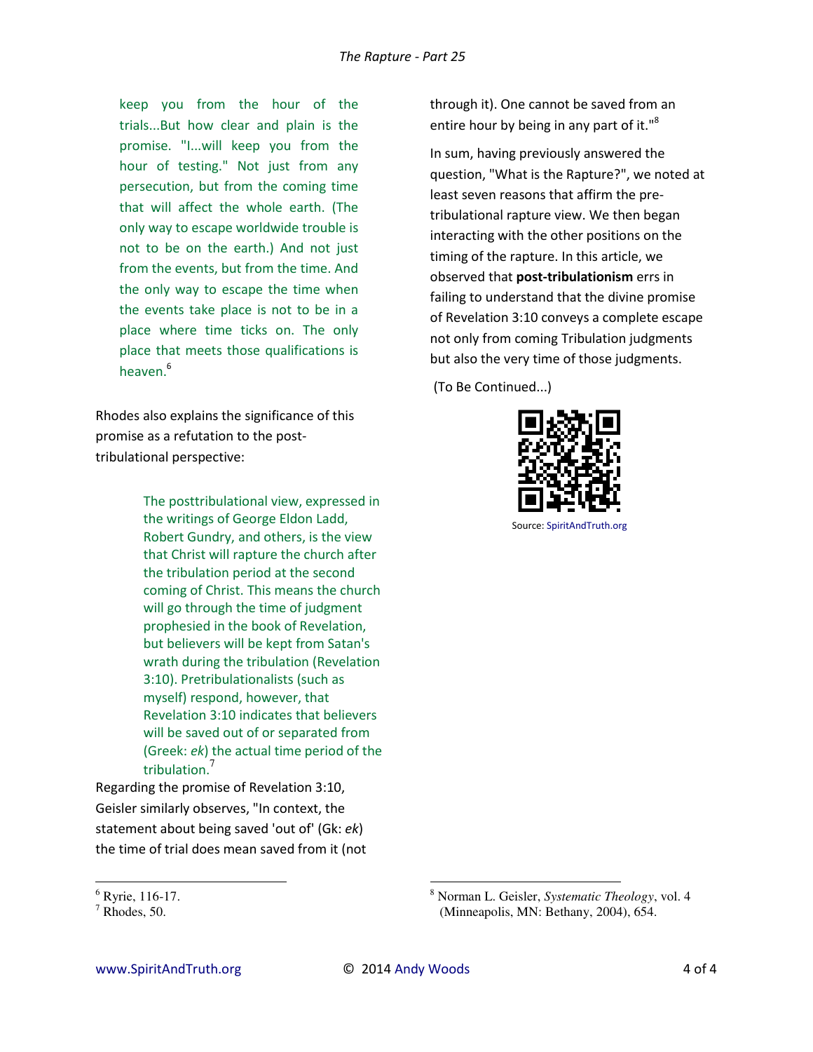> keep you from the hour of the trials...But how clear and plain is the promise. "I...will keep you from the hour of testing." Not just from any persecution, but from the coming time that will affect the whole earth. (The only way to escape worldwide trouble is not to be on the earth.) And not just from the events, but from the time. And the only way to escape the time when the events take place is not to be in a place where time ticks on. The only place that meets those qualifications is heaven.[6]

Rhodes also explains the significance of this promise as a refutation to the post-tribulational perspective:

> The posttribulational view, expressed in the writings of George Eldon Ladd, Robert Gundry, and others, is the view that Christ will rapture the church after the tribulation period at the second coming of Christ. This means the church will go through the time of judgment prophesied in the book of Revelation, but believers will be kept from Satan's wrath during the tribulation (Revelation 3:10). Pretribulationalists (such as myself) respond, however, that Revelation 3:10 indicates that believers will be saved out of or separated from (Greek: *ek*) the actual time period of the tribulation.[7]

Regarding the promise of Revelation 3:10, Geisler similarly observes, "In context, the statement about being saved 'out of' (Gk: *ek*) the time of trial does mean saved from it (not through it). One cannot be saved from an entire hour by being in any part of it."[8]

In sum, having previously answered the question, "What is the Rapture?", we noted at least seven reasons that affirm the pre-tribulational rapture view. We then began interacting with the other positions on the timing of the rapture. In this article, we observed that **post-tribulationism** errs in failing to understand that the divine promise of Revelation 3:10 conveys a complete escape not only from coming Tribulation judgments but also the very time of those judgments.

(To Be Continued...)

Source: SpiritAndTruth.org

---

[6] Ryrie, 116-17.

[7] Rhodes, 50.

[8] Norman L. Geisler, *Systematic Theology*, vol. 4 (Minneapolis, MN: Bethany, 2004), 654.

www.SpiritAndTruth.org © 2014 Andy Woods